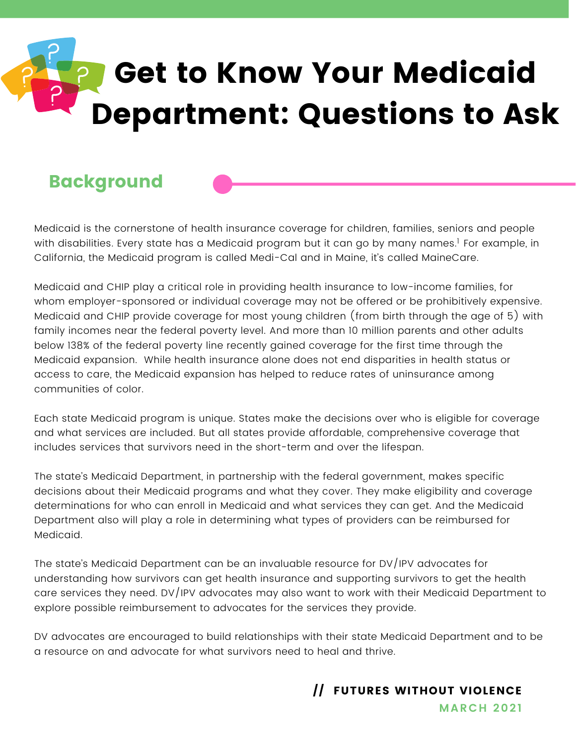# Get to Know Your Medicaid Department: Questions to Ask

## Background

Medicaid is the cornerstone of health insurance coverage for children, families, seniors and people with disabilities. Every state has a Medicaid program but it can go by many names.[1] For example, in California, the Medicaid program is called Medi-Cal and in Maine, it's called MaineCare.

Medicaid and CHIP play a critical role in providing health insurance to low-income families, for whom employer-sponsored or individual coverage may not be offered or be prohibitively expensive. Medicaid and CHIP provide coverage for most young children (from birth through the age of 5) with family incomes near the federal poverty level. And more than 10 million parents and other adults below 138% of the federal poverty line recently gained coverage for the first time through the Medicaid expansion. While health insurance alone does not end disparities in health status or access to care, the Medicaid expansion has helped to reduce rates of uninsurance among communities of color.

Each state Medicaid program is unique. States make the decisions over who is eligible for coverage and what services are included. But all states provide affordable, comprehensive coverage that includes services that survivors need in the short-term and over the lifespan.

The state's Medicaid Department, in partnership with the federal government, makes specific decisions about their Medicaid programs and what they cover. They make eligibility and coverage determinations for who can enroll in Medicaid and what services they can get. And the Medicaid Department also will play a role in determining what types of providers can be reimbursed for Medicaid.

The state's Medicaid Department can be an invaluable resource for DV/IPV advocates for understanding how survivors can get health insurance and supporting survivors to get the health care services they need. DV/IPV advocates may also want to work with their Medicaid Department to explore possible reimbursement to advocates for the services they provide.

DV advocates are encouraged to build relationships with their state Medicaid Department and to be a resource on and advocate for what survivors need to heal and thrive.

// **FUTURES WITHOUT VIOLENCE**

**MARCH 2021**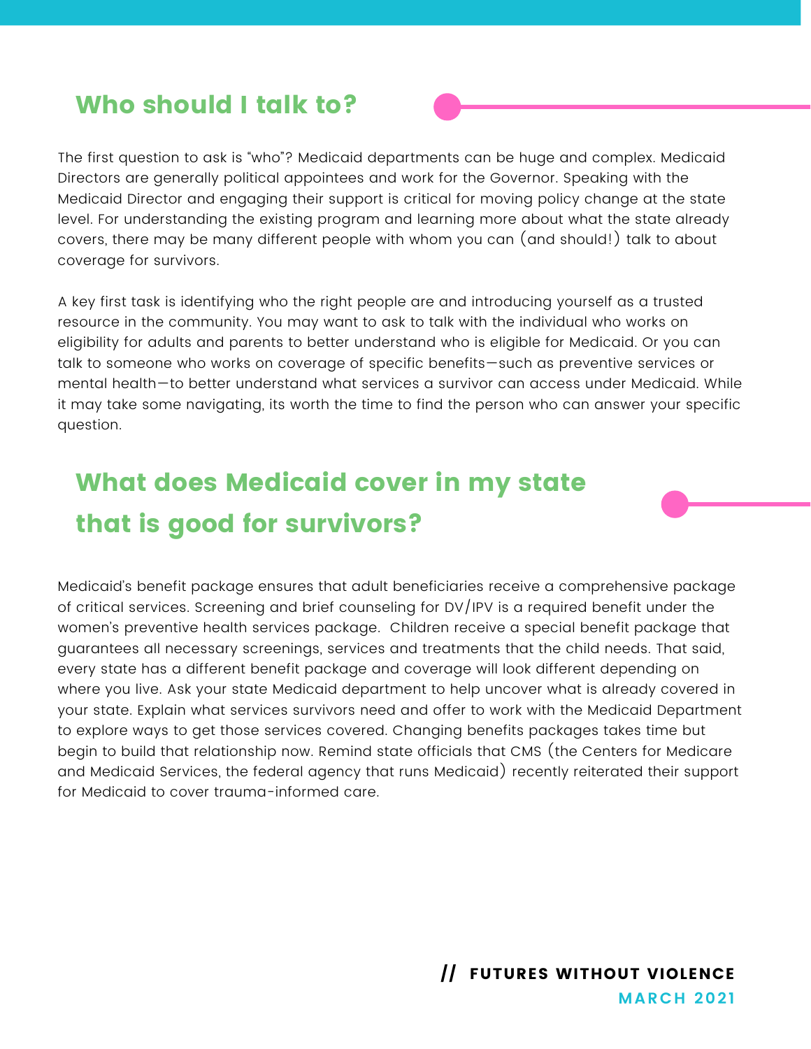## Who should I talk to?

The first question to ask is "who"? Medicaid departments can be huge and complex. Medicaid Directors are generally political appointees and work for the Governor. Speaking with the Medicaid Director and engaging their support is critical for moving policy change at the state level. For understanding the existing program and learning more about what the state already covers, there may be many different people with whom you can (and should!) talk to about coverage for survivors.

A key first task is identifying who the right people are and introducing yourself as a trusted resource in the community. You may want to ask to talk with the individual who works on eligibility for adults and parents to better understand who is eligible for Medicaid. Or you can talk to someone who works on coverage of specific benefits—such as preventive services or mental health—to better understand what services a survivor can access under Medicaid. While it may take some navigating, its worth the time to find the person who can answer your specific question.

## What does Medicaid cover in my state that is good for survivors?

Medicaid's benefit package ensures that adult beneficiaries receive a comprehensive package of critical services. Screening and brief counseling for DV/IPV is a required benefit under the women's preventive health services package. Children receive a special benefit package that guarantees all necessary screenings, services and treatments that the child needs. That said, every state has a different benefit package and coverage will look different depending on where you live. Ask your state Medicaid department to help uncover what is already covered in your state. Explain what services survivors need and offer to work with the Medicaid Department to explore ways to get those services covered. Changing benefits packages takes time but begin to build that relationship now. Remind state officials that CMS (the Centers for Medicare and Medicaid Services, the federal agency that runs Medicaid) recently reiterated their support for Medicaid to cover trauma-informed care.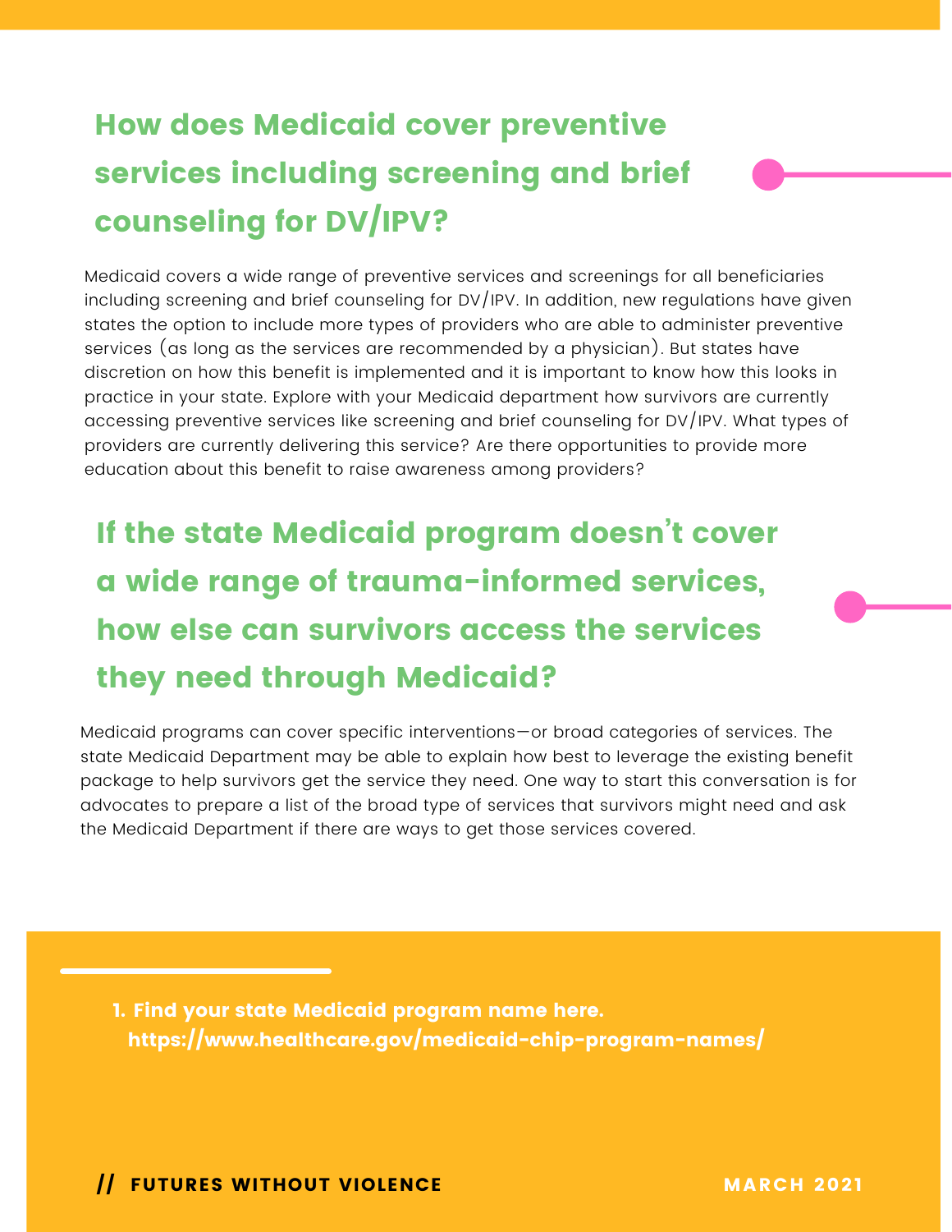## How does Medicaid cover preventive services including screening and brief counseling for DV/IPV?

Medicaid covers a wide range of preventive services and screenings for all beneficiaries including screening and brief counseling for DV/IPV. In addition, new regulations have given states the option to include more types of providers who are able to administer preventive services (as long as the services are recommended by a physician). But states have discretion on how this benefit is implemented and it is important to know how this looks in practice in your state. Explore with your Medicaid department how survivors are currently accessing preventive services like screening and brief counseling for DV/IPV. What types of providers are currently delivering this service? Are there opportunities to provide more education about this benefit to raise awareness among providers?

## If the state Medicaid program doesn't cover a wide range of trauma-informed services, how else can survivors access the services they need through Medicaid?

Medicaid programs can cover specific interventions—or broad categories of services. The state Medicaid Department may be able to explain how best to leverage the existing benefit package to help survivors get the service they need. One way to start this conversation is for advocates to prepare a list of the broad type of services that survivors might need and ask the Medicaid Department if there are ways to get those services covered.

---

1. **Find your state Medicaid program name here. https://www.healthcare.gov/medicaid-chip-program-names/**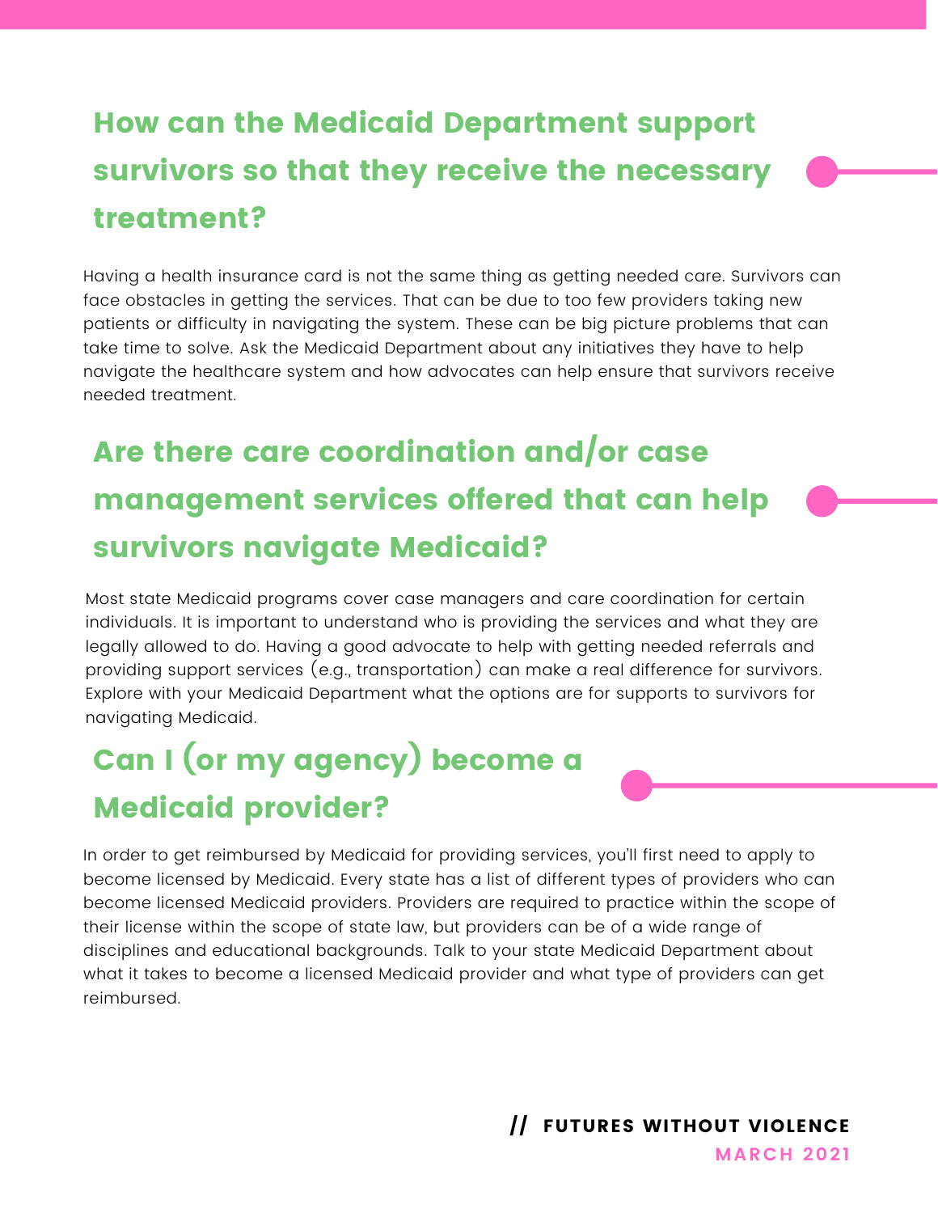## How can the Medicaid Department support survivors so that they receive the necessary treatment?

Having a health insurance card is not the same thing as getting needed care. Survivors can face obstacles in getting the services. That can be due to too few providers taking new patients or difficulty in navigating the system. These can be big picture problems that can take time to solve. Ask the Medicaid Department about any initiatives they have to help navigate the healthcare system and how advocates can help ensure that survivors receive needed treatment.

## Are there care coordination and/or case management services offered that can help survivors navigate Medicaid?

Most state Medicaid programs cover case managers and care coordination for certain individuals. It is important to understand who is providing the services and what they are legally allowed to do. Having a good advocate to help with getting needed referrals and providing support services (e.g., transportation) can make a real difference for survivors. Explore with your Medicaid Department what the options are for supports to survivors for navigating Medicaid.

## Can I (or my agency) become a Medicaid provider?

In order to get reimbursed by Medicaid for providing services, you'll first need to apply to become licensed by Medicaid. Every state has a list of different types of providers who can become licensed Medicaid providers. Providers are required to practice within the scope of their license within the scope of state law, but providers can be of a wide range of disciplines and educational backgrounds. Talk to your state Medicaid Department about what it takes to become a licensed Medicaid provider and what type of providers can get reimbursed.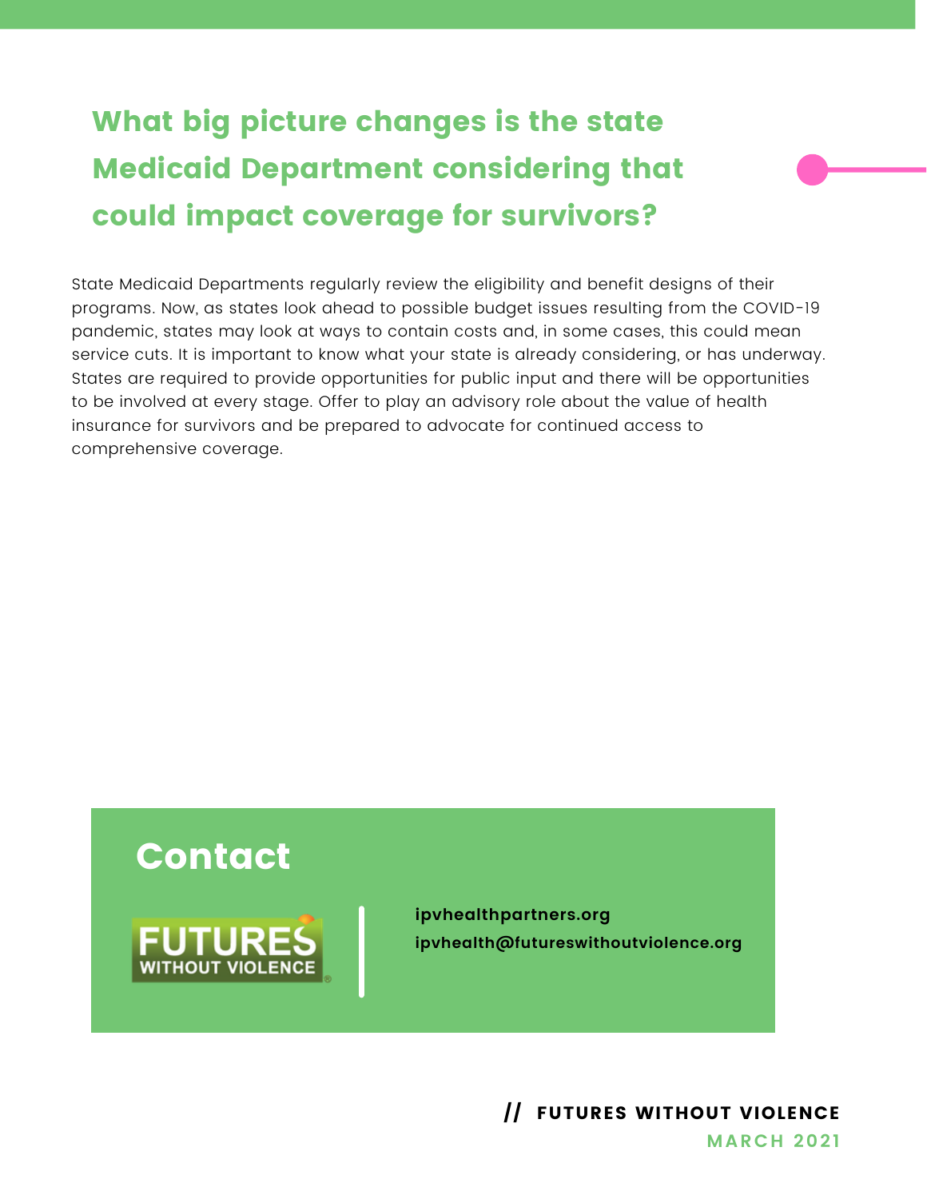## What big picture changes is the state Medicaid Department considering that could impact coverage for survivors?

State Medicaid Departments regularly review the eligibility and benefit designs of their programs. Now, as states look ahead to possible budget issues resulting from the COVID-19 pandemic, states may look at ways to contain costs and, in some cases, this could mean service cuts. It is important to know what your state is already considering, or has underway. States are required to provide opportunities for public input and there will be opportunities to be involved at every stage. Offer to play an advisory role about the value of health insurance for survivors and be prepared to advocate for continued access to comprehensive coverage.

## Contact

FUTURES WITHOUT VIOLENCE

**ipvhealthpartners.org**
**ipvhealth@futureswithoutviolence.org**

// **FUTURES WITHOUT VIOLENCE**
**MARCH 2021**